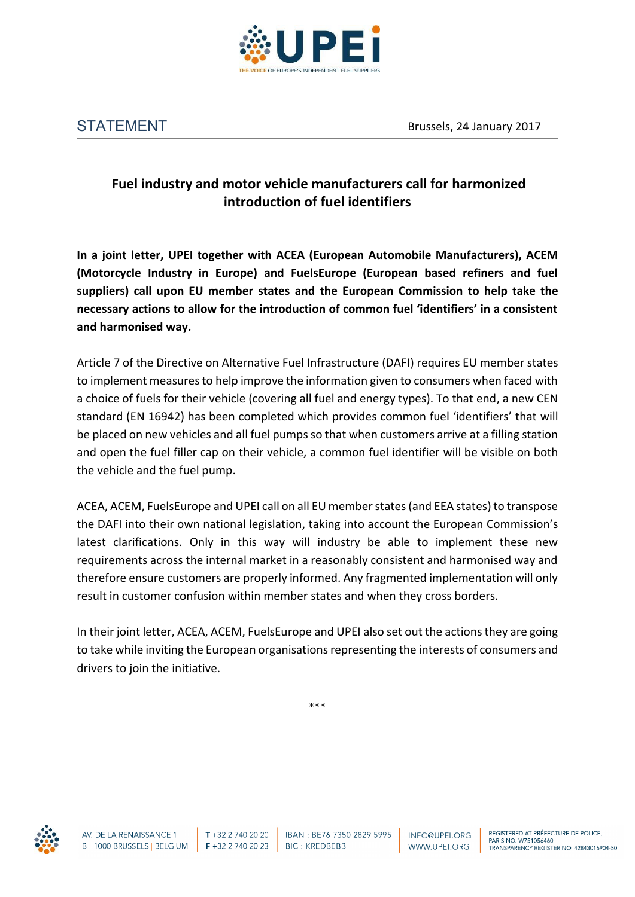STATEMENT

Brussels, 24 January 2017

# Fuel industry and motor vehicle manufacturers call for harmonized introduction of fuel identifiers

**In a joint letter, UPEI together with ACEA (European Automobile Manufacturers), ACEM (Motorcycle Industry in Europe) and FuelsEurope (European based refiners and fuel suppliers) call upon EU member states and the European Commission to help take the necessary actions to allow for the introduction of common fuel 'identifiers' in a consistent and harmonised way.**

Article 7 of the Directive on Alternative Fuel Infrastructure (DAFI) requires EU member states to implement measures to help improve the information given to consumers when faced with a choice of fuels for their vehicle (covering all fuel and energy types). To that end, a new CEN standard (EN 16942) has been completed which provides common fuel 'identifiers' that will be placed on new vehicles and all fuel pumps so that when customers arrive at a filling station and open the fuel filler cap on their vehicle, a common fuel identifier will be visible on both the vehicle and the fuel pump.

ACEA, ACEM, FuelsEurope and UPEI call on all EU member states (and EEA states) to transpose the DAFI into their own national legislation, taking into account the European Commission's latest clarifications. Only in this way will industry be able to implement these new requirements across the internal market in a reasonably consistent and harmonised way and therefore ensure customers are properly informed. Any fragmented implementation will only result in customer confusion within member states and when they cross borders.

In their joint letter, ACEA, ACEM, FuelsEurope and UPEI also set out the actions they are going to take while inviting the European organisations representing the interests of consumers and drivers to join the initiative.

***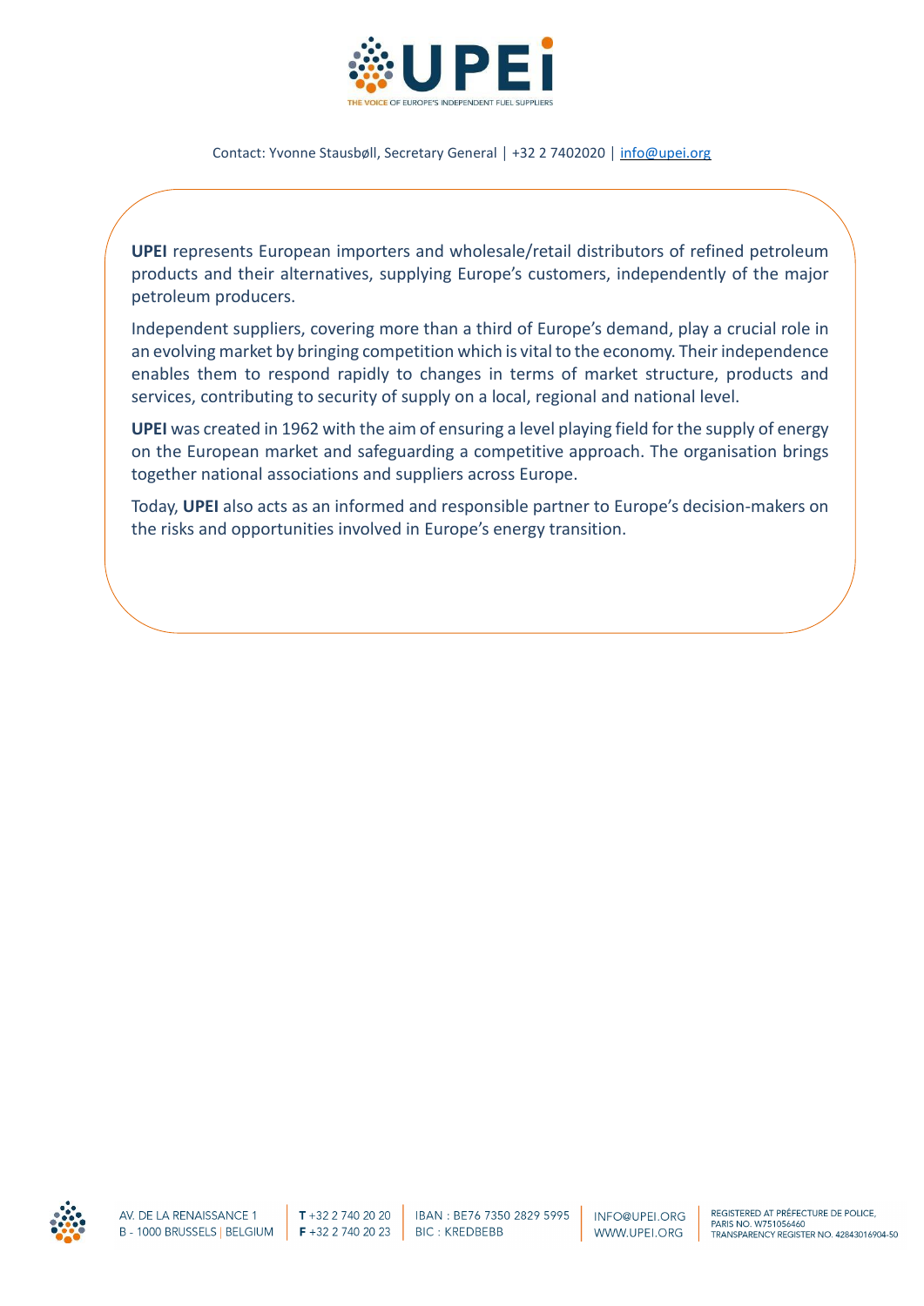Contact: Yvonne Stausbøll, Secretary General | +32 2 7402020 | info@upei.org

**UPEI** represents European importers and wholesale/retail distributors of refined petroleum products and their alternatives, supplying Europe's customers, independently of the major petroleum producers.

Independent suppliers, covering more than a third of Europe's demand, play a crucial role in an evolving market by bringing competition which is vital to the economy. Their independence enables them to respond rapidly to changes in terms of market structure, products and services, contributing to security of supply on a local, regional and national level.

**UPEI** was created in 1962 with the aim of ensuring a level playing field for the supply of energy on the European market and safeguarding a competitive approach. The organisation brings together national associations and suppliers across Europe.

Today, **UPEI** also acts as an informed and responsible partner to Europe's decision-makers on the risks and opportunities involved in Europe's energy transition.